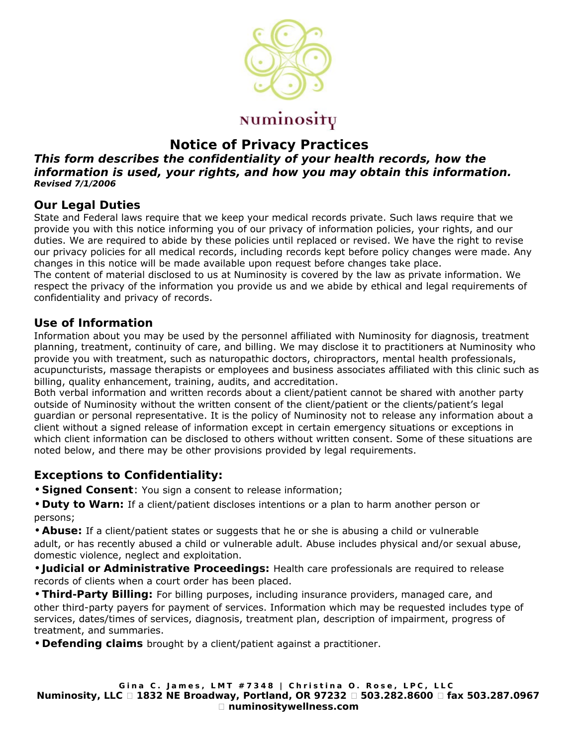Numinosity

# Notice of Privacy Practices

***This form describes the confidentiality of your health records, how the information is used, your rights, and how you may obtain this information.***
***Revised 7/1/2006***

## Our Legal Duties

State and Federal laws require that we keep your medical records private. Such laws require that we provide you with this notice informing you of our privacy of information policies, your rights, and our duties. We are required to abide by these policies until replaced or revised. We have the right to revise our privacy policies for all medical records, including records kept before policy changes were made. Any changes in this notice will be made available upon request before changes take place.

The content of material disclosed to us at Numinosity is covered by the law as private information. We respect the privacy of the information you provide us and we abide by ethical and legal requirements of confidentiality and privacy of records.

## Use of Information

Information about you may be used by the personnel affiliated with Numinosity for diagnosis, treatment planning, treatment, continuity of care, and billing. We may disclose it to practitioners at Numinosity who provide you with treatment, such as naturopathic doctors, chiropractors, mental health professionals, acupuncturists, massage therapists or employees and business associates affiliated with this clinic such as billing, quality enhancement, training, audits, and accreditation.

Both verbal information and written records about a client/patient cannot be shared with another party outside of Numinosity without the written consent of the client/patient or the clients/patient's legal guardian or personal representative. It is the policy of Numinosity not to release any information about a client without a signed release of information except in certain emergency situations or exceptions in which client information can be disclosed to others without written consent. Some of these situations are noted below, and there may be other provisions provided by legal requirements.

## Exceptions to Confidentiality:

- **Signed Consent**: You sign a consent to release information;
- **Duty to Warn:** If a client/patient discloses intentions or a plan to harm another person or persons;
- **Abuse:** If a client/patient states or suggests that he or she is abusing a child or vulnerable adult, or has recently abused a child or vulnerable adult. Abuse includes physical and/or sexual abuse, domestic violence, neglect and exploitation.
- **Judicial or Administrative Proceedings:** Health care professionals are required to release records of clients when a court order has been placed.
- **Third-Party Billing:** For billing purposes, including insurance providers, managed care, and other third-party payers for payment of services. Information which may be requested includes type of services, dates/times of services, diagnosis, treatment plan, description of impairment, progress of treatment, and summaries.
- **Defending claims** brought by a client/patient against a practitioner.

**Gina C. James, LMT #7348 | Christina O. Rose, LPC, LLC**
**Numinosity, LLC  1832 NE Broadway, Portland, OR 97232  503.282.8600  fax 503.287.0967  numinositywellness.com**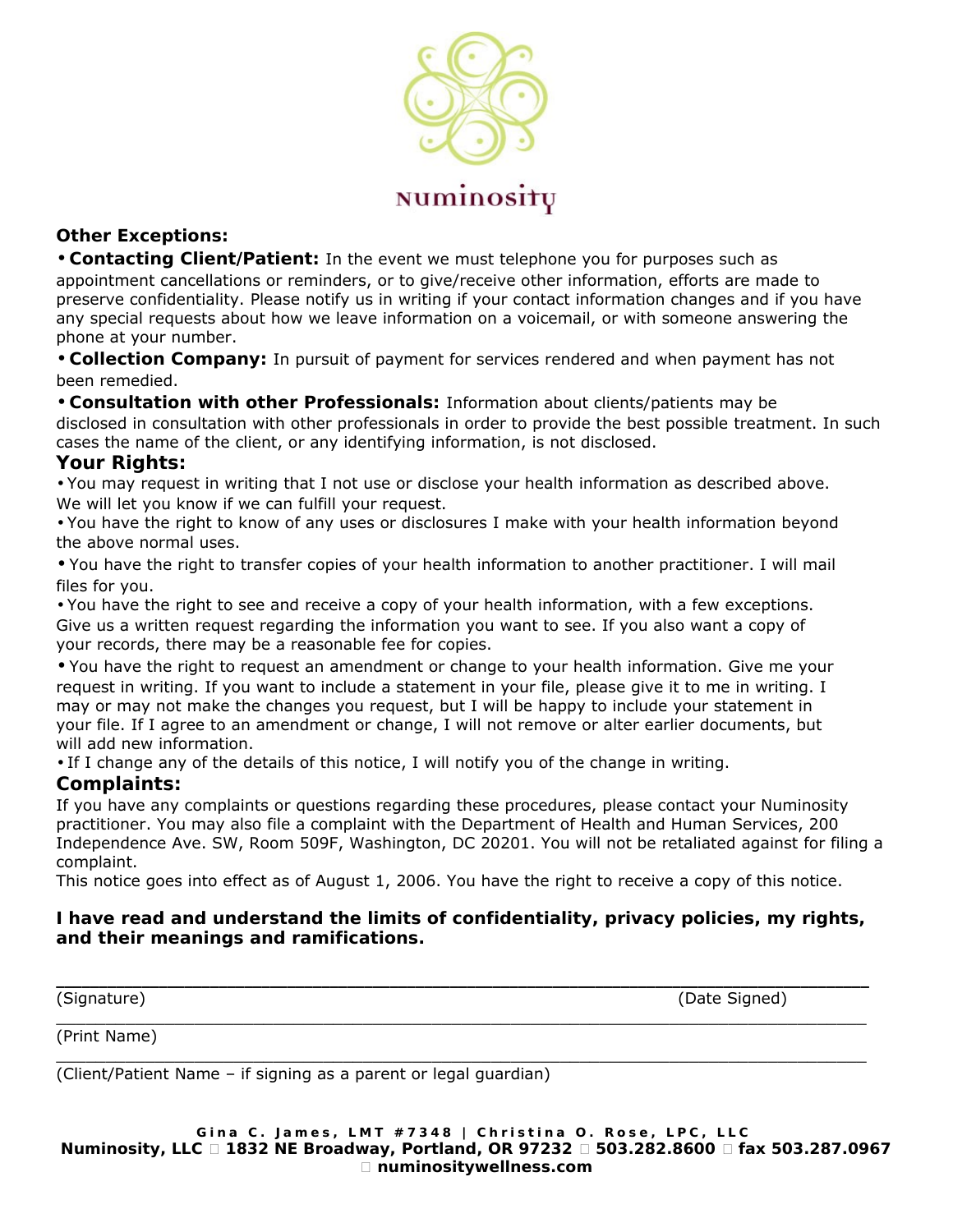Numinosity

**Other Exceptions:**

- **Contacting Client/Patient:** In the event we must telephone you for purposes such as appointment cancellations or reminders, or to give/receive other information, efforts are made to preserve confidentiality. Please notify us in writing if your contact information changes and if you have any special requests about how we leave information on a voicemail, or with someone answering the phone at your number.
- **Collection Company:** In pursuit of payment for services rendered and when payment has not been remedied.
- **Consultation with other Professionals:** Information about clients/patients may be disclosed in consultation with other professionals in order to provide the best possible treatment. In such cases the name of the client, or any identifying information, is not disclosed.

## Your Rights:

- You may request in writing that I not use or disclose your health information as described above. We will let you know if we can fulfill your request.
- You have the right to know of any uses or disclosures I make with your health information beyond the above normal uses.
- You have the right to transfer copies of your health information to another practitioner. I will mail files for you.
- You have the right to see and receive a copy of your health information, with a few exceptions. Give us a written request regarding the information you want to see. If you also want a copy of your records, there may be a reasonable fee for copies.
- You have the right to request an amendment or change to your health information. Give me your request in writing. If you want to include a statement in your file, please give it to me in writing. I may or may not make the changes you request, but I will be happy to include your statement in your file. If I agree to an amendment or change, I will not remove or alter earlier documents, but will add new information.
- If I change any of the details of this notice, I will notify you of the change in writing.

## Complaints:

If you have any complaints or questions regarding these procedures, please contact your Numinosity practitioner. You may also file a complaint with the Department of Health and Human Services, 200 Independence Ave. SW, Room 509F, Washington, DC 20201. You will not be retaliated against for filing a complaint.

This notice goes into effect as of August 1, 2006. You have the right to receive a copy of this notice.

**I have read and understand the limits of confidentiality, privacy policies, my rights, and their meanings and ramifications.**

\_\_\_\_\_\_\_\_\_\_\_\_\_\_\_\_\_\_\_\_\_\_\_\_\_\_\_\_\_\_\_\_\_\_\_\_\_\_\_\_\_\_\_\_\_\_\_\_\_\_\_\_\_\_\_\_\_\_\_\_\_\_\_\_\_\_\_\_\_\_

(Signature) (Date Signed)

\_\_\_\_\_\_\_\_\_\_\_\_\_\_\_\_\_\_\_\_\_\_\_\_\_\_\_\_\_\_\_\_\_\_\_\_\_\_\_\_\_\_\_\_\_\_\_\_\_\_\_\_\_\_\_\_\_\_\_\_\_\_\_\_\_\_\_\_\_\_

(Print Name)

\_\_\_\_\_\_\_\_\_\_\_\_\_\_\_\_\_\_\_\_\_\_\_\_\_\_\_\_\_\_\_\_\_\_\_\_\_\_\_\_\_\_\_\_\_\_\_\_\_\_\_\_\_\_\_\_\_\_\_\_\_\_\_\_\_\_\_\_\_\_

(Client/Patient Name – if signing as a parent or legal guardian)

**Gina C. James, LMT #7348 | Christina O. Rose, LPC, LLC**
**Numinosity, LLC 1832 NE Broadway, Portland, OR 97232 503.282.8600 fax 503.287.0967 numinositywellness.com**